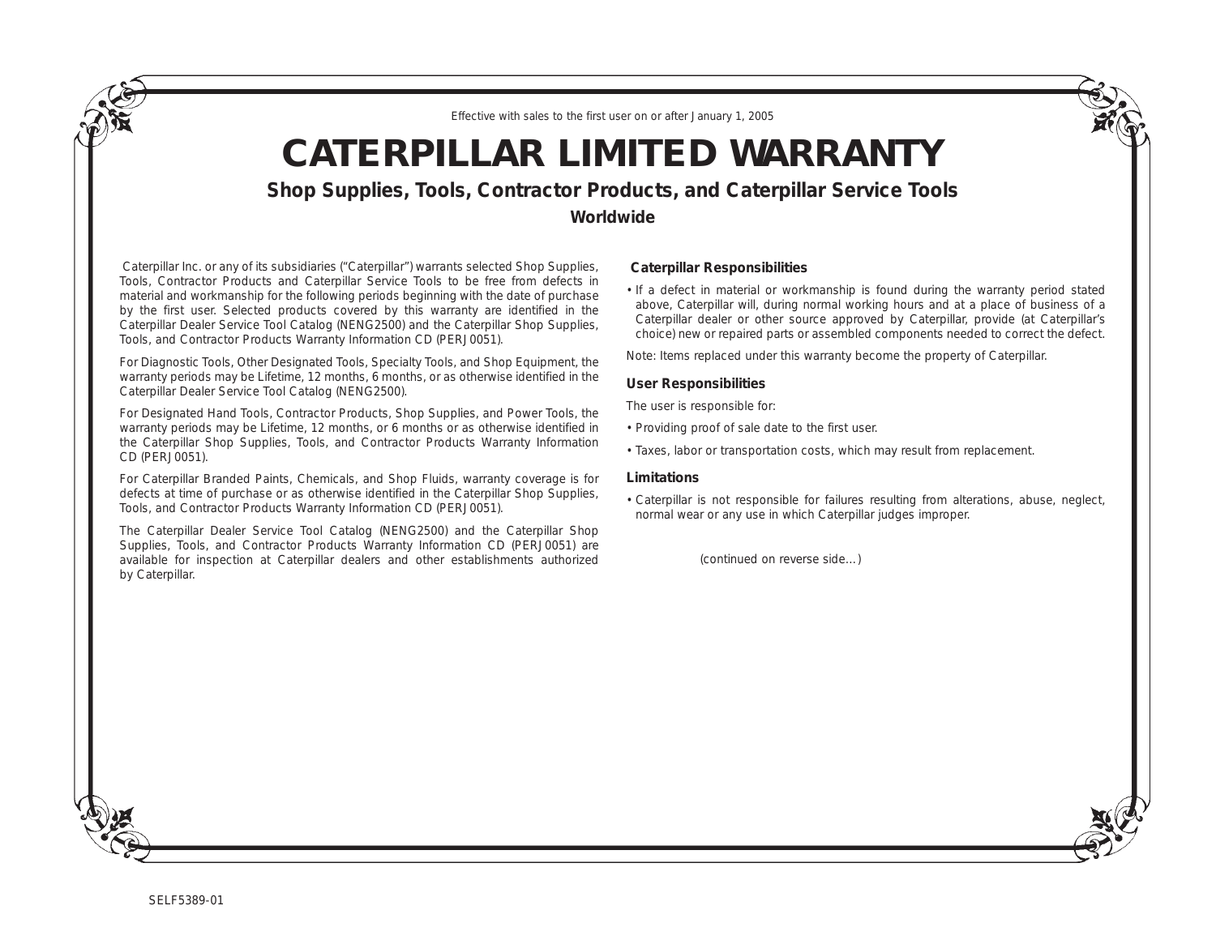Effective with sales to the first user on or after January 1, 2005

# CATERPILLAR LIMITED WARRANTY

## Shop Supplies, Tools, Contractor Products, and Caterpillar Service Tools

### Worldwide

Caterpillar Inc. or any of its subsidiaries ("Caterpillar") warrants selected Shop Supplies, Tools, Contractor Products and Caterpillar Service Tools to be free from defects in material and workmanship for the following periods beginning with the date of purchase by the first user. Selected products covered by this warranty are identified in the Caterpillar Dealer Service Tool Catalog (NENG2500) and the Caterpillar Shop Supplies, Tools, and Contractor Products Warranty Information CD (PERJ0051).

For Diagnostic Tools, Other Designated Tools, Specialty Tools, and Shop Equipment, the warranty periods may be Lifetime, 12 months, 6 months, or as otherwise identified in the Caterpillar Dealer Service Tool Catalog (NENG2500).

For Designated Hand Tools, Contractor Products, Shop Supplies, and Power Tools, the warranty periods may be Lifetime, 12 months, or 6 months or as otherwise identified in the Caterpillar Shop Supplies, Tools, and Contractor Products Warranty Information CD (PERJ0051).

For Caterpillar Branded Paints, Chemicals, and Shop Fluids, warranty coverage is for defects at time of purchase or as otherwise identified in the Caterpillar Shop Supplies, Tools, and Contractor Products Warranty Information CD (PERJ0051).

The Caterpillar Dealer Service Tool Catalog (NENG2500) and the Caterpillar Shop Supplies, Tools, and Contractor Products Warranty Information CD (PERJ0051) are available for inspection at Caterpillar dealers and other establishments authorized by Caterpillar.

#### Caterpillar Responsibilities

- If a defect in material or workmanship is found during the warranty period stated above, Caterpillar will, during normal working hours and at a place of business of a Caterpillar dealer or other source approved by Caterpillar, provide (at Caterpillar's choice) new or repaired parts or assembled components needed to correct the defect.

Note: Items replaced under this warranty become the property of Caterpillar.

#### User Responsibilities

The user is responsible for:

- Providing proof of sale date to the first user.
- Taxes, labor or transportation costs, which may result from replacement.

#### Limitations

- Caterpillar is not responsible for failures resulting from alterations, abuse, neglect, normal wear or any use in which Caterpillar judges improper.

(continued on reverse side…)

SELF5389-01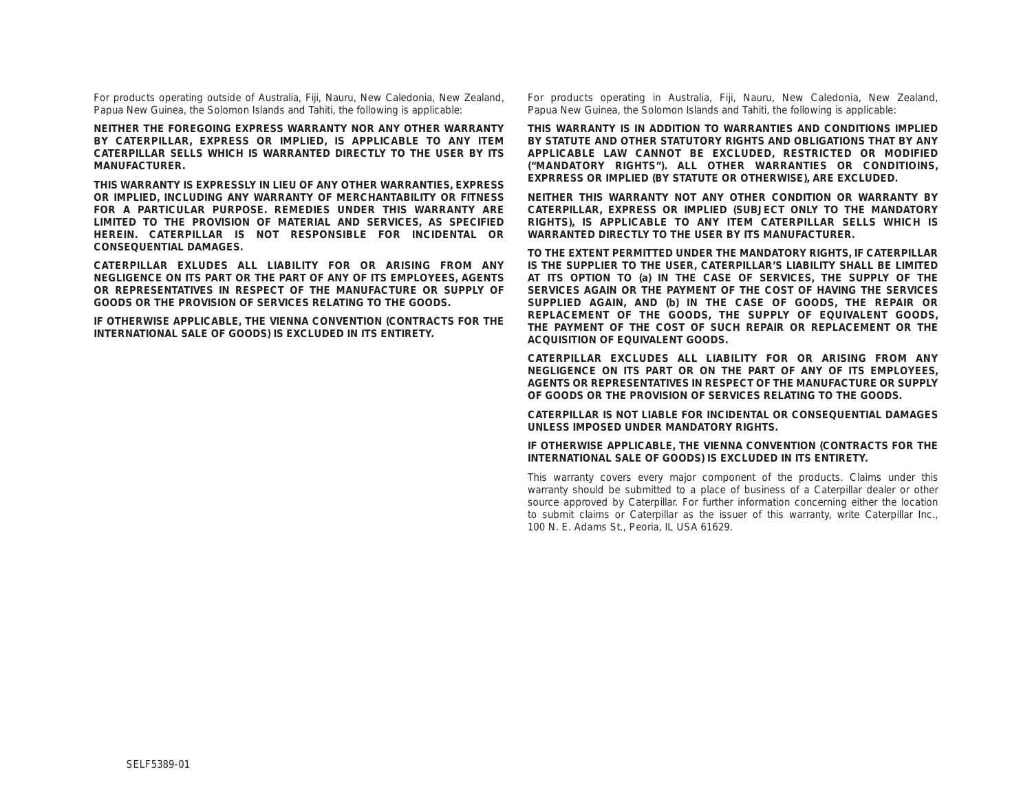For products operating outside of Australia, Fiji, Nauru, New Caledonia, New Zealand, Papua New Guinea, the Solomon Islands and Tahiti, the following is applicable:

**NEITHER THE FOREGOING EXPRESS WARRANTY NOR ANY OTHER WARRANTY BY CATERPILLAR, EXPRESS OR IMPLIED, IS APPLICABLE TO ANY ITEM CATERPILLAR SELLS WHICH IS WARRANTED DIRECTLY TO THE USER BY ITS MANUFACTURER.**

**THIS WARRANTY IS EXPRESSLY IN LIEU OF ANY OTHER WARRANTIES, EXPRESS OR IMPLIED, INCLUDING ANY WARRANTY OF MERCHANTABILITY OR FITNESS FOR A PARTICULAR PURPOSE. REMEDIES UNDER THIS WARRANTY ARE LIMITED TO THE PROVISION OF MATERIAL AND SERVICES, AS SPECIFIED HEREIN. CATERPILLAR IS NOT RESPONSIBLE FOR INCIDENTAL OR CONSEQUENTIAL DAMAGES.**

**CATERPILLAR EXLUDES ALL LIABILITY FOR OR ARISING FROM ANY NEGLIGENCE ON ITS PART OR THE PART OF ANY OF ITS EMPLOYEES, AGENTS OR REPRESENTATIVES IN RESPECT OF THE MANUFACTURE OR SUPPLY OF GOODS OR THE PROVISION OF SERVICES RELATING TO THE GOODS.**

**IF OTHERWISE APPLICABLE, THE VIENNA CONVENTION (CONTRACTS FOR THE INTERNATIONAL SALE OF GOODS) IS EXCLUDED IN ITS ENTIRETY.**

For products operating in Australia, Fiji, Nauru, New Caledonia, New Zealand, Papua New Guinea, the Solomon Islands and Tahiti, the following is applicable:

**THIS WARRANTY IS IN ADDITION TO WARRANTIES AND CONDITIONS IMPLIED BY STATUTE AND OTHER STATUTORY RIGHTS AND OBLIGATIONS THAT BY ANY APPLICABLE LAW CANNOT BE EXCLUDED, RESTRICTED OR MODIFIED (“MANDATORY RIGHTS”). ALL OTHER WARRANTIES OR CONDITIOINS, EXPRRESS OR IMPLIED (BY STATUTE OR OTHERWISE), ARE EXCLUDED.**

**NEITHER THIS WARRANTY NOT ANY OTHER CONDITION OR WARRANTY BY CATERPILLAR, EXPRESS OR IMPLIED (SUBJECT ONLY TO THE MANDATORY RIGHTS), IS APPLICABLE TO ANY ITEM CATERPILLAR SELLS WHICH IS WARRANTED DIRECTLY TO THE USER BY ITS MANUFACTURER.**

**TO THE EXTENT PERMITTED UNDER THE MANDATORY RIGHTS, IF CATERPILLAR IS THE SUPPLIER TO THE USER, CATERPILLAR’S LIABILITY SHALL BE LIMITED AT ITS OPTION TO (a) IN THE CASE OF SERVICES, THE SUPPLY OF THE SERVICES AGAIN OR THE PAYMENT OF THE COST OF HAVING THE SERVICES SUPPLIED AGAIN, AND (b) IN THE CASE OF GOODS, THE REPAIR OR REPLACEMENT OF THE GOODS, THE SUPPLY OF EQUIVALENT GOODS, THE PAYMENT OF THE COST OF SUCH REPAIR OR REPLACEMENT OR THE ACQUISITION OF EQUIVALENT GOODS.**

**CATERPILLAR EXCLUDES ALL LIABILITY FOR OR ARISING FROM ANY NEGLIGENCE ON ITS PART OR ON THE PART OF ANY OF ITS EMPLOYEES, AGENTS OR REPRESENTATIVES IN RESPECT OF THE MANUFACTURE OR SUPPLY OF GOODS OR THE PROVISION OF SERVICES RELATING TO THE GOODS.**

**CATERPILLAR IS NOT LIABLE FOR INCIDENTAL OR CONSEQUENTIAL DAMAGES UNLESS IMPOSED UNDER MANDATORY RIGHTS.**

**IF OTHERWISE APPLICABLE, THE VIENNA CONVENTION (CONTRACTS FOR THE INTERNATIONAL SALE OF GOODS) IS EXCLUDED IN ITS ENTIRETY.**

This warranty covers every major component of the products. Claims under this warranty should be submitted to a place of business of a Caterpillar dealer or other source approved by Caterpillar. For further information concerning either the location to submit claims or Caterpillar as the issuer of this warranty, write Caterpillar Inc., 100 N. E. Adams St., Peoria, IL USA 61629.

SELF5389-01